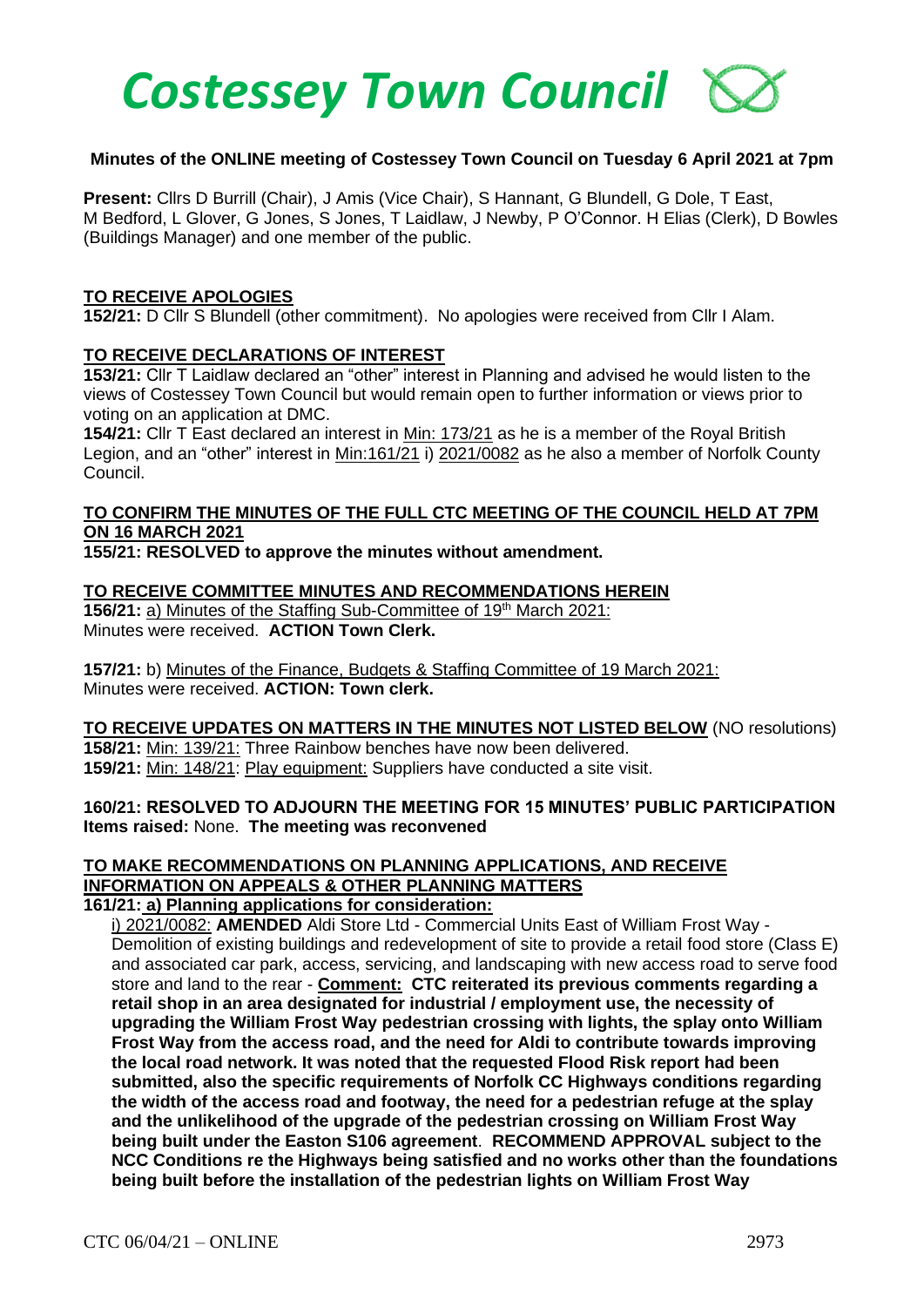# *Costessey Town Council*

**Minutes of the ONLINE meeting of Costessey Town Council on Tuesday 6 April 2021 at 7pm**

**Present:** Cllrs D Burrill (Chair), J Amis (Vice Chair), S Hannant, G Blundell, G Dole, T East, M Bedford, L Glover, G Jones, S Jones, T Laidlaw, J Newby, P O'Connor. H Elias (Clerk), D Bowles (Buildings Manager) and one member of the public.

**TO RECEIVE APOLOGIES**

**152/21:** D Cllr S Blundell (other commitment). No apologies were received from Cllr I Alam.

**TO RECEIVE DECLARATIONS OF INTEREST**

**153/21:** Cllr T Laidlaw declared an "other" interest in Planning and advised he would listen to the views of Costessey Town Council but would remain open to further information or views prior to voting on an application at DMC.

**154/21:** Cllr T East declared an interest in Min: 173/21 as he is a member of the Royal British Legion, and an "other" interest in Min:161/21 i) 2021/0082 as he also a member of Norfolk County Council.

**TO CONFIRM THE MINUTES OF THE FULL CTC MEETING OF THE COUNCIL HELD AT 7PM ON 16 MARCH 2021**

**155/21: RESOLVED to approve the minutes without amendment.**

**TO RECEIVE COMMITTEE MINUTES AND RECOMMENDATIONS HEREIN**

**156/21:** a) Minutes of the Staffing Sub-Committee of 19th March 2021:
Minutes were received. **ACTION Town Clerk.**

**157/21:** b) Minutes of the Finance, Budgets & Staffing Committee of 19 March 2021:
Minutes were received. **ACTION: Town clerk.**

**TO RECEIVE UPDATES ON MATTERS IN THE MINUTES NOT LISTED BELOW** (NO resolutions)

**158/21:** Min: 139/21: Three Rainbow benches have now been delivered.

**159/21:** Min: 148/21: Play equipment: Suppliers have conducted a site visit.

**160/21: RESOLVED TO ADJOURN THE MEETING FOR 15 MINUTES' PUBLIC PARTICIPATION**
**Items raised:** None. **The meeting was reconvened**

**TO MAKE RECOMMENDATIONS ON PLANNING APPLICATIONS, AND RECEIVE INFORMATION ON APPEALS & OTHER PLANNING MATTERS**

**161/21: a) Planning applications for consideration:**

i) 2021/0082: **AMENDED** Aldi Store Ltd - Commercial Units East of William Frost Way - Demolition of existing buildings and redevelopment of site to provide a retail food store (Class E) and associated car park, access, servicing, and landscaping with new access road to serve food store and land to the rear - **Comment: CTC reiterated its previous comments regarding a retail shop in an area designated for industrial / employment use, the necessity of upgrading the William Frost Way pedestrian crossing with lights, the splay onto William Frost Way from the access road, and the need for Aldi to contribute towards improving the local road network. It was noted that the requested Flood Risk report had been submitted, also the specific requirements of Norfolk CC Highways conditions regarding the width of the access road and footway, the need for a pedestrian refuge at the splay and the unlikelihood of the upgrade of the pedestrian crossing on William Frost Way being built under the Easton S106 agreement**. **RECOMMEND APPROVAL subject to the NCC Conditions re the Highways being satisfied and no works other than the foundations being built before the installation of the pedestrian lights on William Frost Way**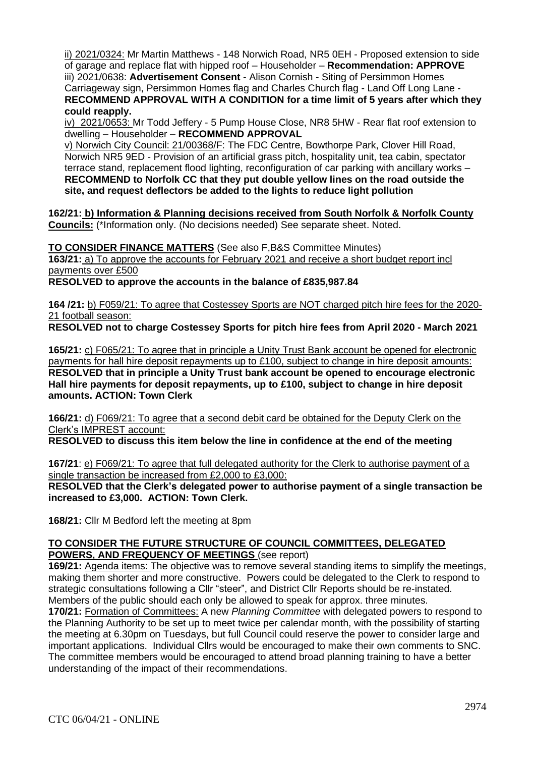ii) 2021/0324: Mr Martin Matthews - 148 Norwich Road, NR5 0EH - Proposed extension to side of garage and replace flat with hipped roof – Householder – **Recommendation: APPROVE**
iii) 2021/0638: **Advertisement Consent** - Alison Cornish - Siting of Persimmon Homes Carriageway sign, Persimmon Homes flag and Charles Church flag - Land Off Long Lane - **RECOMMEND APPROVAL WITH A CONDITION for a time limit of 5 years after which they could reapply.**
iv) 2021/0653: Mr Todd Jeffery - 5 Pump House Close, NR8 5HW - Rear flat roof extension to dwelling – Householder – **RECOMMEND APPROVAL**
v) Norwich City Council: 21/00368/F: The FDC Centre, Bowthorpe Park, Clover Hill Road, Norwich NR5 9ED - Provision of an artificial grass pitch, hospitality unit, tea cabin, spectator terrace stand, replacement flood lighting, reconfiguration of car parking with ancillary works – **RECOMMEND to Norfolk CC that they put double yellow lines on the road outside the site, and request deflectors be added to the lights to reduce light pollution**

**162/21: b) Information & Planning decisions received from South Norfolk & Norfolk County Councils:** (*Information only. (No decisions needed) See separate sheet. Noted.

**TO CONSIDER FINANCE MATTERS** (See also F,B&S Committee Minutes)

**163/21:** a) To approve the accounts for February 2021 and receive a short budget report incl payments over £500
**RESOLVED to approve the accounts in the balance of £835,987.84**

**164 /21:** b) F059/21: To agree that Costessey Sports are NOT charged pitch hire fees for the 2020-21 football season:
**RESOLVED not to charge Costessey Sports for pitch hire fees from April 2020 - March 2021**

**165/21:** c) F065/21: To agree that in principle a Unity Trust Bank account be opened for electronic payments for hall hire deposit repayments up to £100, subject to change in hire deposit amounts:
**RESOLVED that in principle a Unity Trust bank account be opened to encourage electronic Hall hire payments for deposit repayments, up to £100, subject to change in hire deposit amounts. ACTION: Town Clerk**

**166/21:** d) F069/21: To agree that a second debit card be obtained for the Deputy Clerk on the Clerk's IMPREST account:
**RESOLVED to discuss this item below the line in confidence at the end of the meeting**

**167/21**: e) F069/21: To agree that full delegated authority for the Clerk to authorise payment of a single transaction be increased from £2,000 to £3,000:
**RESOLVED that the Clerk's delegated power to authorise payment of a single transaction be increased to £3,000. ACTION: Town Clerk.**

**168/21:** Cllr M Bedford left the meeting at 8pm

**TO CONSIDER THE FUTURE STRUCTURE OF COUNCIL COMMITTEES, DELEGATED POWERS, AND FREQUENCY OF MEETINGS** (see report)

**169/21:** Agenda items: The objective was to remove several standing items to simplify the meetings, making them shorter and more constructive. Powers could be delegated to the Clerk to respond to strategic consultations following a Cllr "steer", and District Cllr Reports should be re-instated. Members of the public should each only be allowed to speak for approx. three minutes.

**170/21:** Formation of Committees: A new *Planning Committee* with delegated powers to respond to the Planning Authority to be set up to meet twice per calendar month, with the possibility of starting the meeting at 6.30pm on Tuesdays, but full Council could reserve the power to consider large and important applications. Individual Cllrs would be encouraged to make their own comments to SNC. The committee members would be encouraged to attend broad planning training to have a better understanding of the impact of their recommendations.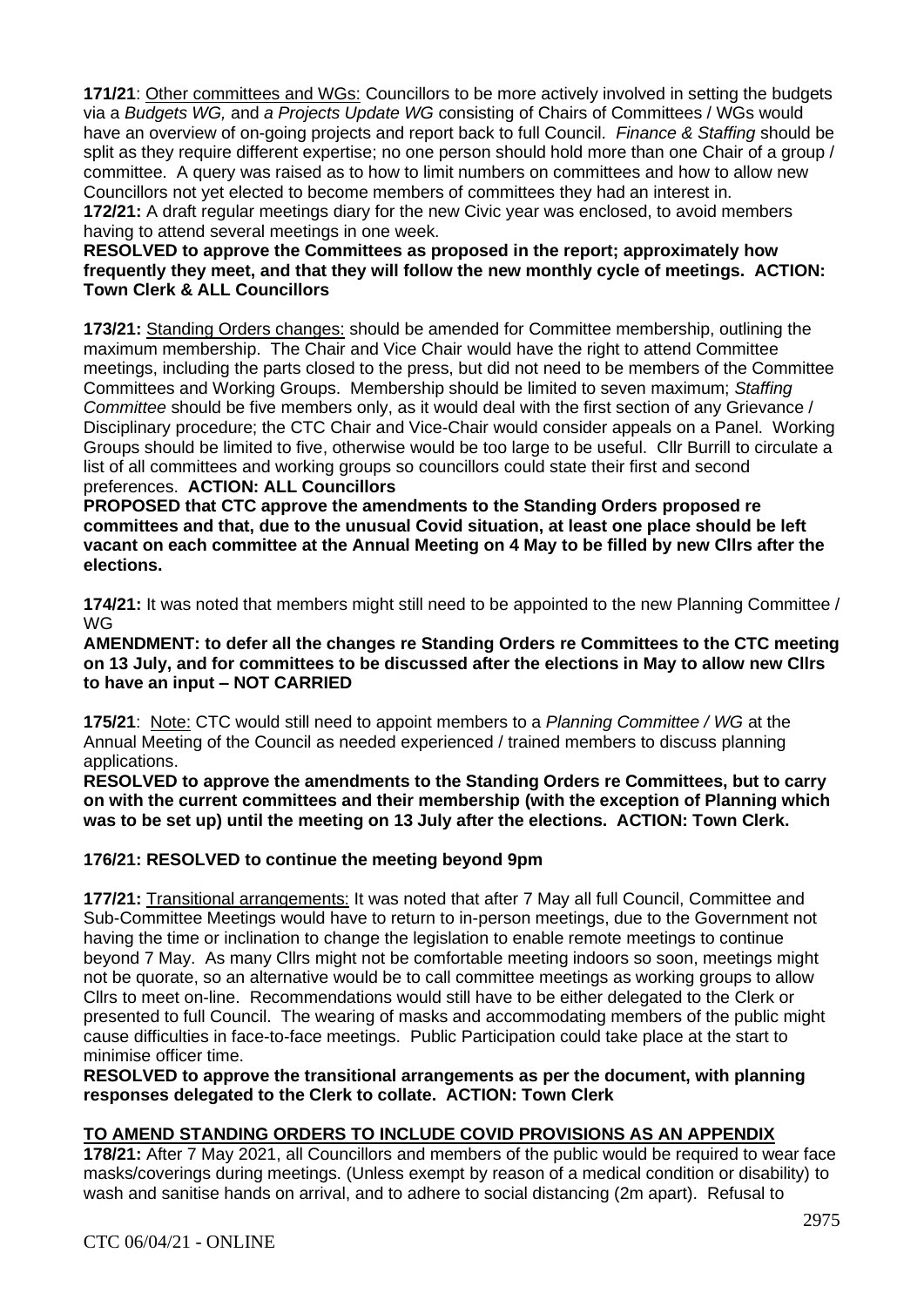**171/21**: Other committees and WGs: Councillors to be more actively involved in setting the budgets via a *Budgets WG,* and *a Projects Update WG* consisting of Chairs of Committees / WGs would have an overview of on-going projects and report back to full Council. *Finance & Staffing* should be split as they require different expertise; no one person should hold more than one Chair of a group / committee. A query was raised as to how to limit numbers on committees and how to allow new Councillors not yet elected to become members of committees they had an interest in.

**172/21:** A draft regular meetings diary for the new Civic year was enclosed, to avoid members having to attend several meetings in one week.

**RESOLVED to approve the Committees as proposed in the report; approximately how frequently they meet, and that they will follow the new monthly cycle of meetings. ACTION: Town Clerk & ALL Councillors**

**173/21:** Standing Orders changes: should be amended for Committee membership, outlining the maximum membership. The Chair and Vice Chair would have the right to attend Committee meetings, including the parts closed to the press, but did not need to be members of the Committee Committees and Working Groups. Membership should be limited to seven maximum; *Staffing Committee* should be five members only, as it would deal with the first section of any Grievance / Disciplinary procedure; the CTC Chair and Vice-Chair would consider appeals on a Panel. Working Groups should be limited to five, otherwise would be too large to be useful. Cllr Burrill to circulate a list of all committees and working groups so councillors could state their first and second preferences. **ACTION: ALL Councillors**

**PROPOSED that CTC approve the amendments to the Standing Orders proposed re committees and that, due to the unusual Covid situation, at least one place should be left vacant on each committee at the Annual Meeting on 4 May to be filled by new Cllrs after the elections.**

**174/21:** It was noted that members might still need to be appointed to the new Planning Committee / WG

**AMENDMENT: to defer all the changes re Standing Orders re Committees to the CTC meeting on 13 July, and for committees to be discussed after the elections in May to allow new Cllrs to have an input – NOT CARRIED**

**175/21**: Note: CTC would still need to appoint members to a *Planning Committee / WG* at the Annual Meeting of the Council as needed experienced / trained members to discuss planning applications.

**RESOLVED to approve the amendments to the Standing Orders re Committees, but to carry on with the current committees and their membership (with the exception of Planning which was to be set up) until the meeting on 13 July after the elections. ACTION: Town Clerk.**

**176/21: RESOLVED to continue the meeting beyond 9pm**

**177/21:** Transitional arrangements: It was noted that after 7 May all full Council, Committee and Sub-Committee Meetings would have to return to in-person meetings, due to the Government not having the time or inclination to change the legislation to enable remote meetings to continue beyond 7 May. As many Cllrs might not be comfortable meeting indoors so soon, meetings might not be quorate, so an alternative would be to call committee meetings as working groups to allow Cllrs to meet on-line. Recommendations would still have to be either delegated to the Clerk or presented to full Council. The wearing of masks and accommodating members of the public might cause difficulties in face-to-face meetings. Public Participation could take place at the start to minimise officer time.

**RESOLVED to approve the transitional arrangements as per the document, with planning responses delegated to the Clerk to collate. ACTION: Town Clerk**

## TO AMEND STANDING ORDERS TO INCLUDE COVID PROVISIONS AS AN APPENDIX

**178/21:** After 7 May 2021, all Councillors and members of the public would be required to wear face masks/coverings during meetings. (Unless exempt by reason of a medical condition or disability) to wash and sanitise hands on arrival, and to adhere to social distancing (2m apart). Refusal to

CTC 06/04/21 - ONLINE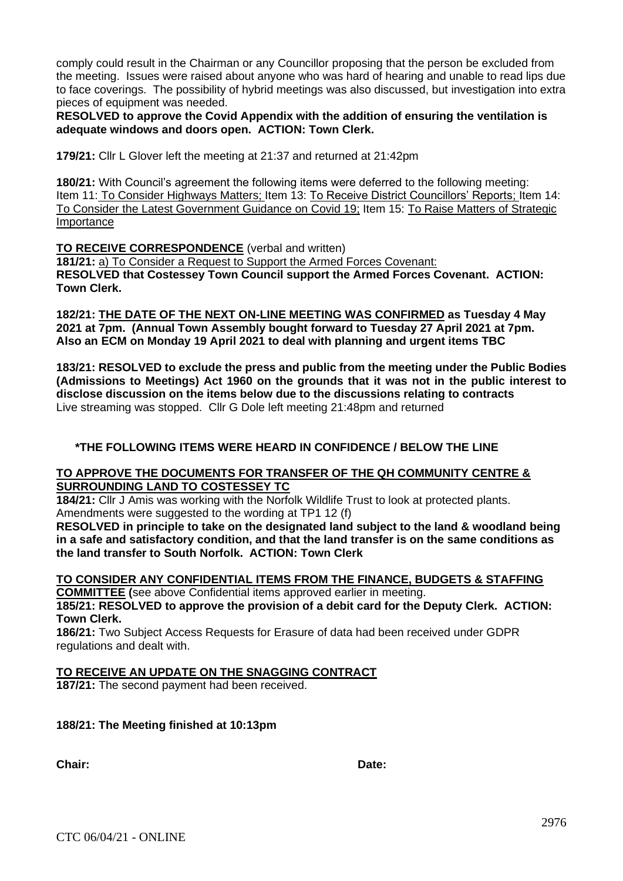comply could result in the Chairman or any Councillor proposing that the person be excluded from the meeting. Issues were raised about anyone who was hard of hearing and unable to read lips due to face coverings. The possibility of hybrid meetings was also discussed, but investigation into extra pieces of equipment was needed.

**RESOLVED to approve the Covid Appendix with the addition of ensuring the ventilation is adequate windows and doors open. ACTION: Town Clerk.**

**179/21:** Cllr L Glover left the meeting at 21:37 and returned at 21:42pm

**180/21:** With Council's agreement the following items were deferred to the following meeting: Item 11: To Consider Highways Matters; Item 13: To Receive District Councillors' Reports; Item 14: To Consider the Latest Government Guidance on Covid 19; Item 15: To Raise Matters of Strategic Importance

**TO RECEIVE CORRESPONDENCE** (verbal and written)

**181/21:** a) To Consider a Request to Support the Armed Forces Covenant:
**RESOLVED that Costessey Town Council support the Armed Forces Covenant. ACTION: Town Clerk.**

**182/21: THE DATE OF THE NEXT ON-LINE MEETING WAS CONFIRMED as Tuesday 4 May 2021 at 7pm. (Annual Town Assembly bought forward to Tuesday 27 April 2021 at 7pm. Also an ECM on Monday 19 April 2021 to deal with planning and urgent items TBC**

**183/21: RESOLVED to exclude the press and public from the meeting under the Public Bodies (Admissions to Meetings) Act 1960 on the grounds that it was not in the public interest to disclose discussion on the items below due to the discussions relating to contracts**
Live streaming was stopped. Cllr G Dole left meeting 21:48pm and returned

**\*THE FOLLOWING ITEMS WERE HEARD IN CONFIDENCE / BELOW THE LINE**

**TO APPROVE THE DOCUMENTS FOR TRANSFER OF THE QH COMMUNITY CENTRE & SURROUNDING LAND TO COSTESSEY TC**

**184/21:** Cllr J Amis was working with the Norfolk Wildlife Trust to look at protected plants. Amendments were suggested to the wording at TP1 12 (f)

**RESOLVED in principle to take on the designated land subject to the land & woodland being in a safe and satisfactory condition, and that the land transfer is on the same conditions as the land transfer to South Norfolk. ACTION: Town Clerk**

**TO CONSIDER ANY CONFIDENTIAL ITEMS FROM THE FINANCE, BUDGETS & STAFFING COMMITTEE (**see above Confidential items approved earlier in meeting.

**185/21: RESOLVED to approve the provision of a debit card for the Deputy Clerk. ACTION: Town Clerk.**

**186/21:** Two Subject Access Requests for Erasure of data had been received under GDPR regulations and dealt with.

**TO RECEIVE AN UPDATE ON THE SNAGGING CONTRACT**

**187/21:** The second payment had been received.

**188/21: The Meeting finished at 10:13pm**

**Chair:** **Date:**